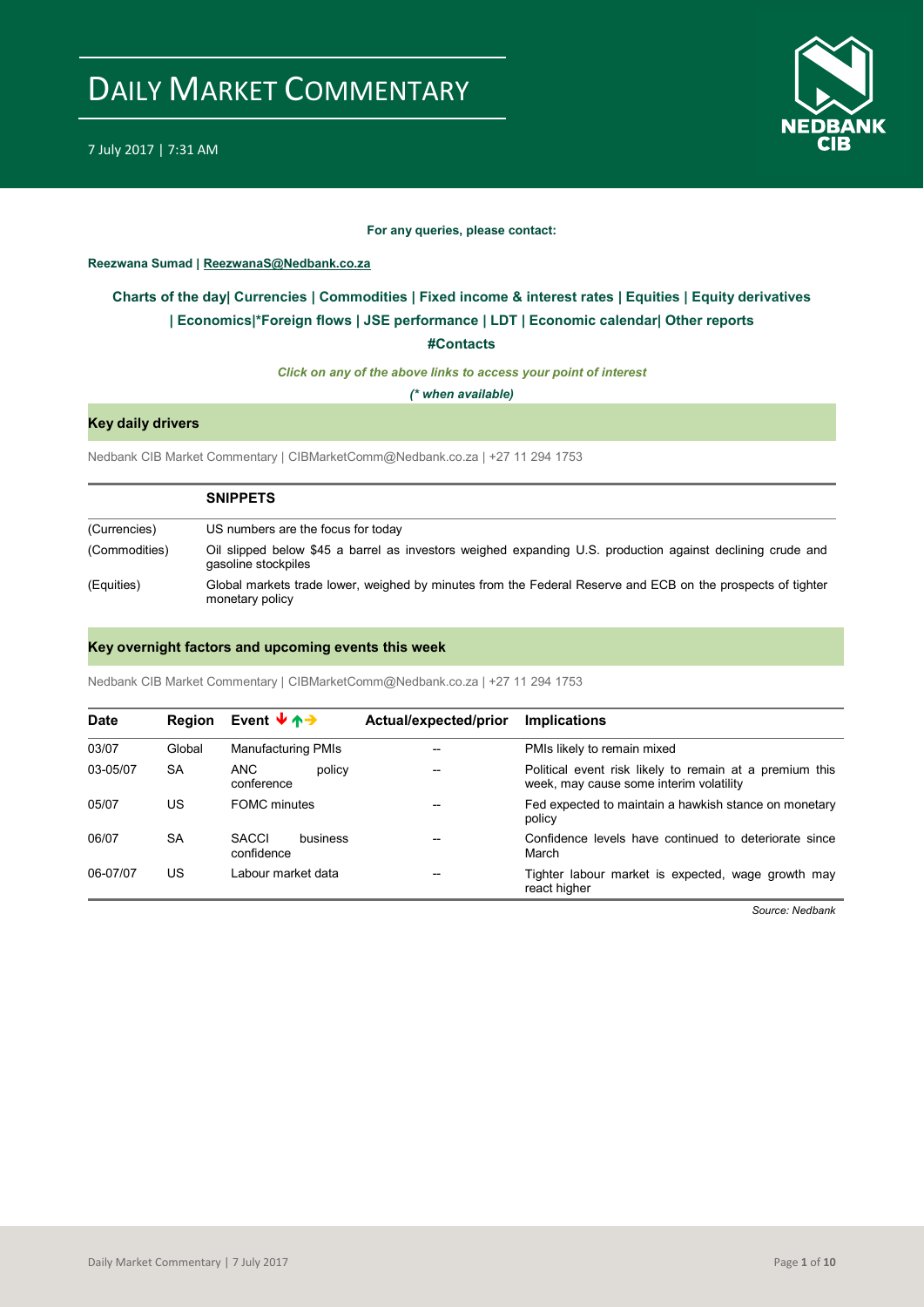# DAILY MARKET COMMENTARY

7 July 2017 | 7:31 AM

**For any queries, please contact:**

**Reezwana Sumad | ReezwanaS@Nedbank.co.za**

**Charts of the day| Currencies | Commodities | Fixed income & interest rates | Equities | Equity derivatives | Economics|*Foreign flows | JSE performance | LDT | Economic calendar| Other reports**

**#Contacts**

*Click on any of the above links to access your point of interest*

*(* when available)*

## Key daily drivers

Nedbank CIB Market Commentary | CIBMarketComm@Nedbank.co.za | +27 11 294 1753

| | SNIPPETS |
|---|---|
| (Currencies) | US numbers are the focus for today |
| (Commodities) | Oil slipped below $45 a barrel as investors weighed expanding U.S. production against declining crude and gasoline stockpiles |
| (Equities) | Global markets trade lower, weighed by minutes from the Federal Reserve and ECB on the prospects of tighter monetary policy |

## Key overnight factors and upcoming events this week

Nedbank CIB Market Commentary | CIBMarketComm@Nedbank.co.za | +27 11 294 1753

| Date | Region | Event | Actual/expected/prior | Implications |
|---|---|---|---|---|
| 03/07 | Global | Manufacturing PMIs | -- | PMIs likely to remain mixed |
| 03-05/07 | SA | ANC policy conference | -- | Political event risk likely to remain at a premium this week, may cause some interim volatility |
| 05/07 | US | FOMC minutes | -- | Fed expected to maintain a hawkish stance on monetary policy |
| 06/07 | SA | SACCI business confidence | -- | Confidence levels have continued to deteriorate since March |
| 06-07/07 | US | Labour market data | -- | Tighter labour market is expected, wage growth may react higher |

*Source: Nedbank*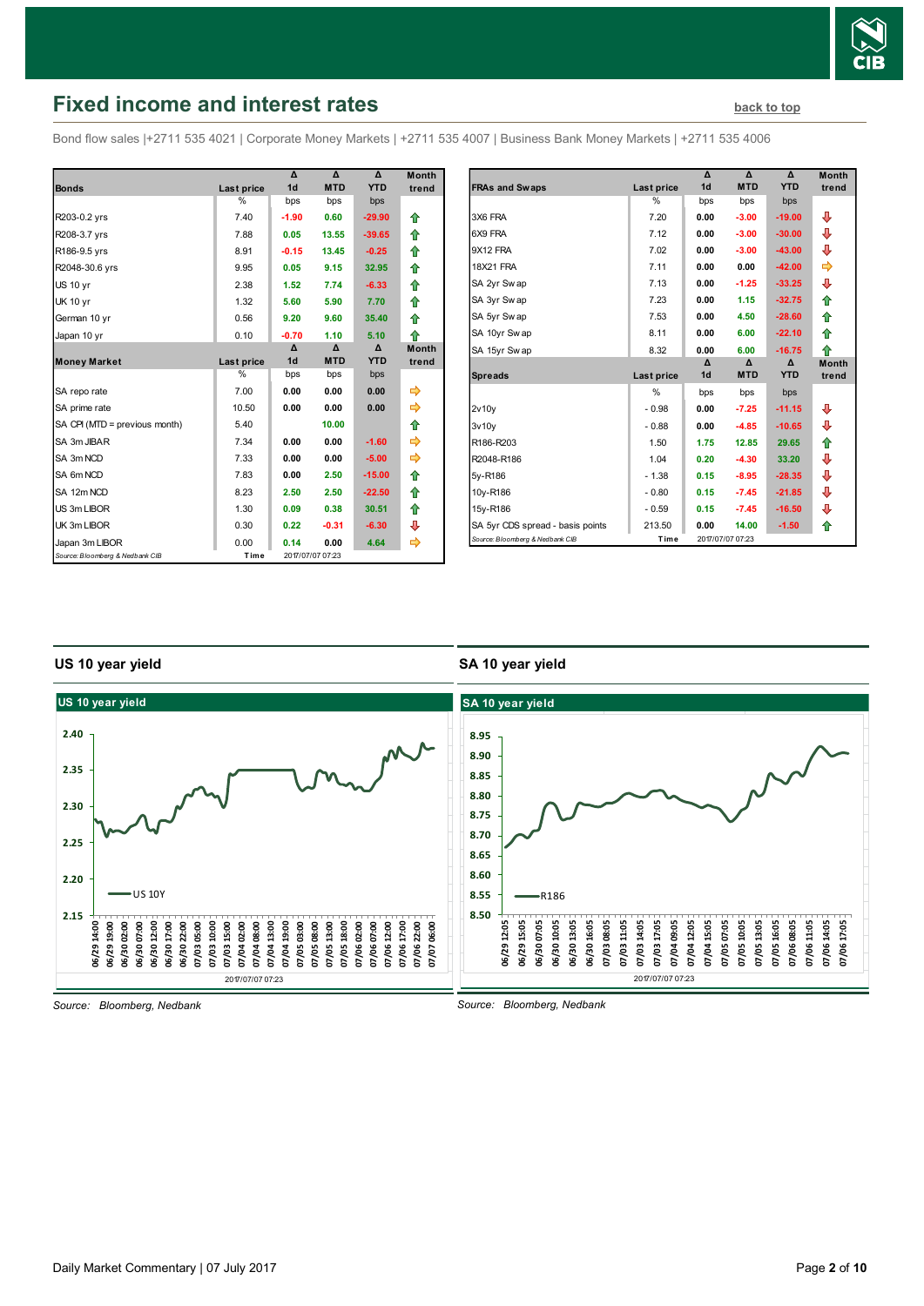# Fixed income and interest rates

back to top

Bond flow sales |+2711 535 4021 | Corporate Money Markets | +2711 535 4007 | Business Bank Money Markets | +2711 535 4006

| Bonds | Last price | Δ 1d | Δ MTD | Δ YTD | Month trend |
|---|---|---|---|---|---|
| | % | bps | bps | bps | |
| R203-0.2 yrs | 7.40 | -1.90 | 0.60 | -29.90 | ⇧ |
| R208-3.7 yrs | 7.88 | 0.05 | 13.55 | -39.65 | ⇧ |
| R186-9.5 yrs | 8.91 | -0.15 | 13.45 | -0.25 | ⇧ |
| R2048-30.6 yrs | 9.95 | 0.05 | 9.15 | 32.95 | ⇧ |
| US 10 yr | 2.38 | 1.52 | 7.74 | -6.33 | ⇧ |
| UK 10 yr | 1.32 | 5.60 | 5.90 | 7.70 | ⇧ |
| German 10 yr | 0.56 | 9.20 | 9.60 | 35.40 | ⇧ |
| Japan 10 yr | 0.10 | -0.70 | 1.10 | 5.10 | ⇧ |
| **Money Market** | **Last price** | **Δ 1d** | **Δ MTD** | **Δ YTD** | **Month trend** |
| | % | bps | bps | bps | |
| SA repo rate | 7.00 | 0.00 | 0.00 | 0.00 | ⇨ |
| SA prime rate | 10.50 | 0.00 | 0.00 | 0.00 | ⇨ |
| SA CPI (MTD = previous month) | 5.40 | | 10.00 | | ⇧ |
| SA 3m JIBAR | 7.34 | 0.00 | 0.00 | -1.60 | ⇨ |
| SA 3m NCD | 7.33 | 0.00 | 0.00 | -5.00 | ⇨ |
| SA 6m NCD | 7.83 | 0.00 | 2.50 | -15.00 | ⇧ |
| SA 12m NCD | 8.23 | 2.50 | 2.50 | -22.50 | ⇧ |
| US 3m LIBOR | 1.30 | 0.09 | 0.38 | 30.51 | ⇧ |
| UK 3m LIBOR | 0.30 | 0.22 | -0.31 | -6.30 | ⇩ |
| Japan 3m LIBOR | 0.00 | 0.14 | 0.00 | 4.64 | ⇨ |

Source: Bloomberg & Nedbank CIB | Time 2017/07/07 07:23

| FRAs and Swaps | Last price | Δ 1d | Δ MTD | Δ YTD | Month trend |
|---|---|---|---|---|---|
| | % | bps | bps | bps | |
| 3X6 FRA | 7.20 | 0.00 | -3.00 | -19.00 | ⇩ |
| 6X9 FRA | 7.12 | 0.00 | -3.00 | -30.00 | ⇩ |
| 9X12 FRA | 7.02 | 0.00 | -3.00 | -43.00 | ⇩ |
| 18X21 FRA | 7.11 | 0.00 | 0.00 | -42.00 | ⇨ |
| SA 2yr Swap | 7.13 | 0.00 | -1.25 | -33.25 | ⇩ |
| SA 3yr Swap | 7.23 | 0.00 | 1.15 | -32.75 | ⇧ |
| SA 5yr Swap | 7.53 | 0.00 | 4.50 | -28.60 | ⇧ |
| SA 10yr Swap | 8.11 | 0.00 | 6.00 | -22.10 | ⇧ |
| SA 15yr Swap | 8.32 | 0.00 | 6.00 | -16.75 | ⇧ |
| **Spreads** | **Last price** | **Δ 1d** | **Δ MTD** | **Δ YTD** | **Month trend** |
| | % | bps | bps | bps | |
| 2v10y | -0.98 | 0.00 | -7.25 | -11.15 | ⇩ |
| 3v10y | -0.88 | 0.00 | -4.85 | -10.65 | ⇩ |
| R186-R203 | 1.50 | 1.75 | 12.85 | 29.65 | ⇧ |
| R2048-R186 | 1.04 | 0.20 | -4.30 | 33.20 | ⇩ |
| 5y-R186 | -1.38 | 0.15 | -8.95 | -28.35 | ⇩ |
| 10y-R186 | -0.80 | 0.15 | -7.45 | -21.85 | ⇩ |
| 15y-R186 | -0.59 | 0.15 | -7.45 | -16.50 | ⇩ |
| SA 5yr CDS spread - basis points | 213.50 | 0.00 | 14.00 | -1.50 | ⇧ |

Source: Bloomberg & Nedbank CIB | Time 2017/07/07 07:23

## US 10 year yield

Source: Bloomberg, Nedbank

## SA 10 year yield

Source: Bloomberg, Nedbank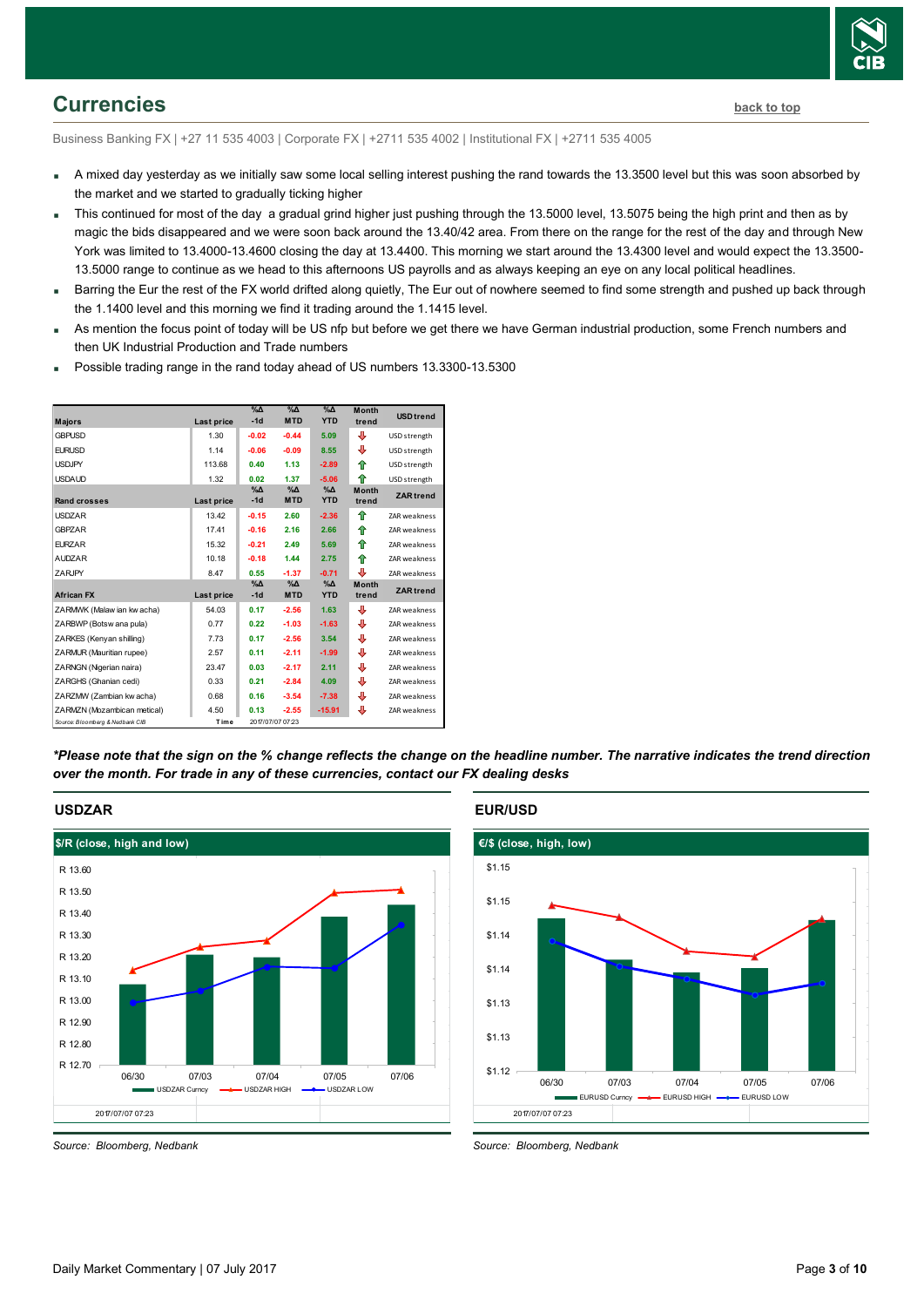## Currencies

back to top

Business Banking FX | +27 11 535 4003 | Corporate FX | +2711 535 4002 | Institutional FX | +2711 535 4005

- A mixed day yesterday as we initially saw some local selling interest pushing the rand towards the 13.3500 level but this was soon absorbed by the market and we started to gradually ticking higher
- This continued for most of the day a gradual grind higher just pushing through the 13.5000 level, 13.5075 being the high print and then as by magic the bids disappeared and we were soon back around the 13.40/42 area. From there on the range for the rest of the day and through New York was limited to 13.4000-13.4600 closing the day at 13.4400. This morning we start around the 13.4300 level and would expect the 13.3500-13.5000 range to continue as we head to this afternoons US payrolls and as always keeping an eye on any local political headlines.
- Barring the Eur the rest of the FX world drifted along quietly, The Eur out of nowhere seemed to find some strength and pushed up back through the 1.1400 level and this morning we find it trading around the 1.1415 level.
- As mention the focus point of today will be US nfp but before we get there we have German industrial production, some French numbers and then UK Industrial Production and Trade numbers
- Possible trading range in the rand today ahead of US numbers 13.3300-13.5300

| Majors | Last price | %Δ -1d | %Δ MTD | %Δ YTD | Month trend | USD trend |
|---|---|---|---|---|---|---|
| GBPUSD | 1.30 | -0.02 | -0.44 | 5.09 | ⇩ | USD strength |
| EURUSD | 1.14 | -0.06 | -0.09 | 8.55 | ⇩ | USD strength |
| USDJPY | 113.68 | 0.40 | 1.13 | -2.89 | ⇧ | USD strength |
| USDAUD | 1.32 | 0.02 | 1.37 | -5.06 | ⇧ | USD strength |
| **Rand crosses** | **Last price** | **%Δ -1d** | **%Δ MTD** | **%Δ YTD** | **Month trend** | **ZAR trend** |
| USDZAR | 13.42 | -0.15 | 2.60 | -2.36 | ⇧ | ZAR weakness |
| GBPZAR | 17.41 | -0.16 | 2.16 | 2.66 | ⇧ | ZAR weakness |
| EURZAR | 15.32 | -0.21 | 2.49 | 5.69 | ⇧ | ZAR weakness |
| AUDZAR | 10.18 | -0.18 | 1.44 | 2.75 | ⇧ | ZAR weakness |
| ZARJPY | 8.47 | 0.55 | -1.37 | -0.71 | ⇩ | ZAR weakness |
| **African FX** | **Last price** | **%Δ -1d** | **%Δ MTD** | **%Δ YTD** | **Month trend** | **ZAR trend** |
| ZARMWK (Malawian kwacha) | 54.03 | 0.17 | -2.56 | 1.63 | ⇩ | ZAR weakness |
| ZARBWP (Botswana pula) | 0.77 | 0.22 | -1.03 | -1.63 | ⇩ | ZAR weakness |
| ZARKES (Kenyan shilling) | 7.73 | 0.17 | -2.56 | 3.54 | ⇩ | ZAR weakness |
| ZARMUR (Mauritian rupee) | 2.57 | 0.11 | -2.11 | -1.99 | ⇩ | ZAR weakness |
| ZARNGN (Nigerian naira) | 23.47 | 0.03 | -2.17 | 2.11 | ⇩ | ZAR weakness |
| ZARGHS (Ghanian cedi) | 0.33 | 0.21 | -2.84 | 4.09 | ⇩ | ZAR weakness |
| ZARZMW (Zambian kwacha) | 0.68 | 0.16 | -3.54 | -7.38 | ⇩ | ZAR weakness |
| ZARMZN (Mozambican metical) | 4.50 | 0.13 | -2.55 | -15.91 | ⇩ | ZAR weakness |
| Source: Bloomberg & Nedbank CIB | Time | 2017/07/07 07:23 | | | | |

***Please note that the sign on the % change reflects the change on the headline number. The narrative indicates the trend direction over the month. For trade in any of these currencies, contact our FX dealing desks***

### USDZAR

$/R (close, high and low)

Source: Bloomberg, Nedbank

### EUR/USD

€/$ (close, high, low)

Source: Bloomberg, Nedbank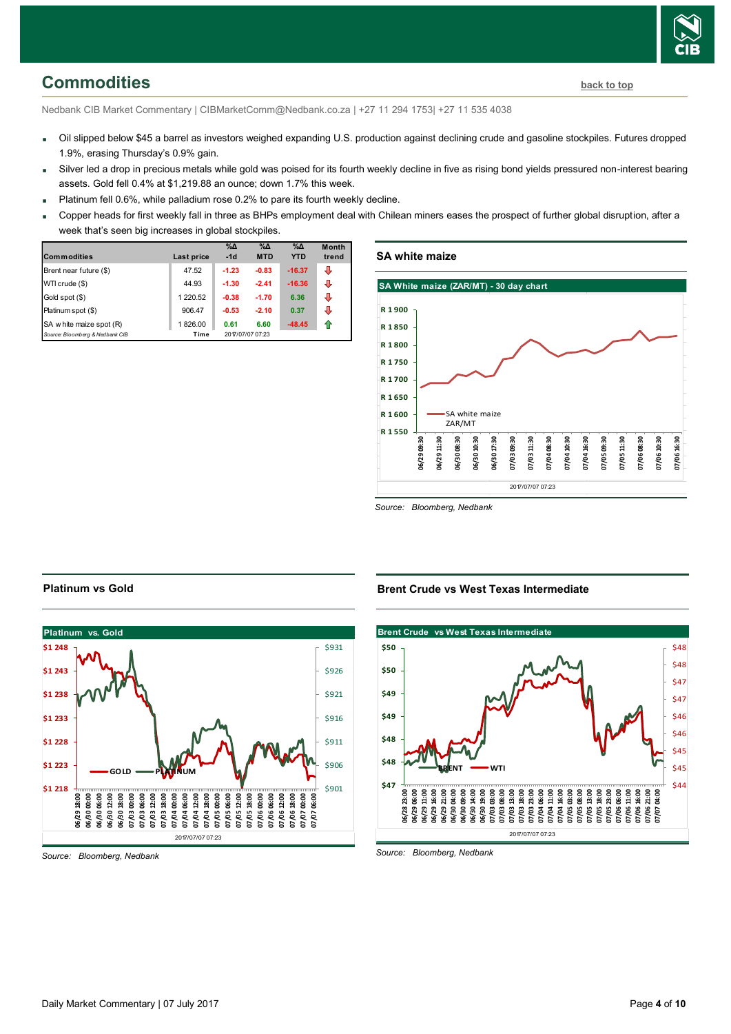## Commodities

back to top

Nedbank CIB Market Commentary | CIBMarketComm@Nedbank.co.za | +27 11 294 1753| +27 11 535 4038

- Oil slipped below $45 a barrel as investors weighed expanding U.S. production against declining crude and gasoline stockpiles. Futures dropped 1.9%, erasing Thursday's 0.9% gain.
- Silver led a drop in precious metals while gold was poised for its fourth weekly decline in five as rising bond yields pressured non-interest bearing assets. Gold fell 0.4% at $1,219.88 an ounce; down 1.7% this week.
- Platinum fell 0.6%, while palladium rose 0.2% to pare its fourth weekly decline.
- Copper heads for first weekly fall in three as BHPs employment deal with Chilean miners eases the prospect of further global disruption, after a week that's seen big increases in global stockpiles.

| Commodities | Last price | %Δ -1d | %Δ MTD | %Δ YTD | Month trend |
|---|---|---|---|---|---|
| Brent near future ($) | 47.52 | -1.23 | -0.83 | -16.37 | ⇩ |
| WTI crude ($) | 44.93 | -1.30 | -2.41 | -16.36 | ⇩ |
| Gold spot ($) | 1 220.52 | -0.38 | -1.70 | 6.36 | ⇩ |
| Platinum spot ($) | 906.47 | -0.53 | -2.10 | 0.37 | ⇩ |
| SA white maize spot (R) | 1 826.00 | 0.61 | 6.60 | -48.45 | ⇧ |
| Source: Bloomberg & Nedbank CIB | Time | 2017/07/07 07:23 | | | |

### SA white maize

Source: Bloomberg, Nedbank

### Platinum vs Gold

Source: Bloomberg, Nedbank

### Brent Crude vs West Texas Intermediate

Source: Bloomberg, Nedbank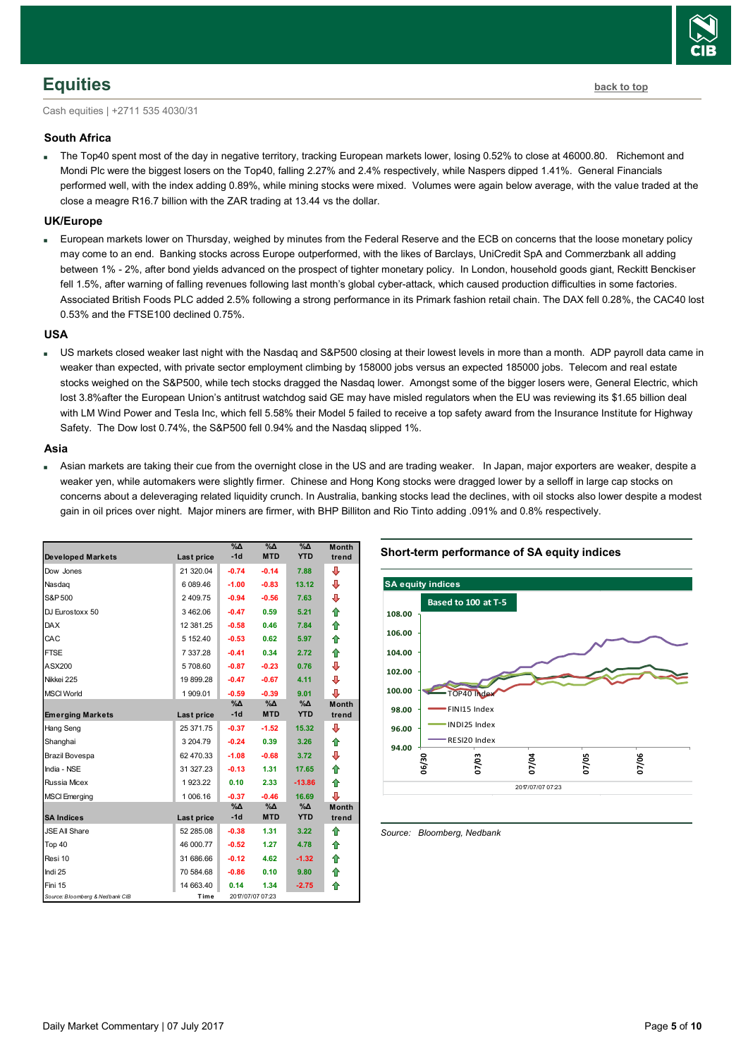# Equities

Cash equities | +2711 535 4030/31

### South Africa

- The Top40 spent most of the day in negative territory, tracking European markets lower, losing 0.52% to close at 46000.80. Richemont and Mondi Plc were the biggest losers on the Top40, falling 2.27% and 2.4% respectively, while Naspers dipped 1.41%. General Financials performed well, with the index adding 0.89%, while mining stocks were mixed. Volumes were again below average, with the value traded at the close a meagre R16.7 billion with the ZAR trading at 13.44 vs the dollar.

### UK/Europe

- European markets lower on Thursday, weighed by minutes from the Federal Reserve and the ECB on concerns that the loose monetary policy may come to an end. Banking stocks across Europe outperformed, with the likes of Barclays, UniCredit SpA and Commerzbank all adding between 1% - 2%, after bond yields advanced on the prospect of tighter monetary policy. In London, household goods giant, Reckitt Benckiser fell 1.5%, after warning of falling revenues following last month's global cyber-attack, which caused production difficulties in some factories. Associated British Foods PLC added 2.5% following a strong performance in its Primark fashion retail chain. The DAX fell 0.28%, the CAC40 lost 0.53% and the FTSE100 declined 0.75%.

### USA

- US markets closed weaker last night with the Nasdaq and S&P500 closing at their lowest levels in more than a month. ADP payroll data came in weaker than expected, with private sector employment climbing by 158000 jobs versus an expected 185000 jobs. Telecom and real estate stocks weighed on the S&P500, while tech stocks dragged the Nasdaq lower. Amongst some of the bigger losers were, General Electric, which lost 3.8%after the European Union's antitrust watchdog said GE may have misled regulators when the EU was reviewing its $1.65 billion deal with LM Wind Power and Tesla Inc, which fell 5.58% their Model 5 failed to receive a top safety award from the Insurance Institute for Highway Safety. The Dow lost 0.74%, the S&P500 fell 0.94% and the Nasdaq slipped 1%.

### Asia

- Asian markets are taking their cue from the overnight close in the US and are trading weaker. In Japan, major exporters are weaker, despite a weaker yen, while automakers were slightly firmer. Chinese and Hong Kong stocks were dragged lower by a selloff in large cap stocks on concerns about a deleveraging related liquidity crunch. In Australia, banking stocks lead the declines, with oil stocks also lower despite a modest gain in oil prices over night. Major miners are firmer, with BHP Billiton and Rio Tinto adding .091% and 0.8% respectively.

| Developed Markets | Last price | %Δ -1d | %Δ MTD | %Δ YTD | Month trend |
|---|---|---|---|---|---|
| Dow Jones | 21 320.04 | -0.74 | -0.14 | 7.88 | ⇩ |
| Nasdaq | 6 089.46 | -1.00 | -0.83 | 13.12 | ⇩ |
| S&P 500 | 2 409.75 | -0.94 | -0.56 | 7.63 | ⇩ |
| DJ Eurostoxx 50 | 3 462.06 | -0.47 | 0.59 | 5.21 | ⇧ |
| DAX | 12 381.25 | -0.58 | 0.46 | 7.84 | ⇧ |
| CAC | 5 152.40 | -0.53 | 0.62 | 5.97 | ⇧ |
| FTSE | 7 337.28 | -0.41 | 0.34 | 2.72 | ⇧ |
| ASX200 | 5 708.60 | -0.87 | -0.23 | 0.76 | ⇩ |
| Nikkei 225 | 19 899.28 | -0.47 | -0.67 | 4.11 | ⇩ |
| MSCI World | 1 909.01 | -0.59 | -0.39 | 9.01 | ⇩ |
| **Emerging Markets** | **Last price** | **%Δ -1d** | **%Δ MTD** | **%Δ YTD** | **Month trend** |
| Hang Seng | 25 371.75 | -0.37 | -1.52 | 15.32 | ⇩ |
| Shanghai | 3 204.79 | -0.24 | 0.39 | 3.26 | ⇧ |
| Brazil Bovespa | 62 470.33 | -1.08 | -0.68 | 3.72 | ⇩ |
| India - NSE | 31 327.23 | -0.13 | 1.31 | 17.65 | ⇧ |
| Russia Micex | 1 923.22 | 0.10 | 2.33 | -13.86 | ⇧ |
| MSCI Emerging | 1 006.16 | -0.37 | -0.46 | 16.69 | ⇩ |
| **SA Indices** | **Last price** | **%Δ -1d** | **%Δ MTD** | **%Δ YTD** | **Month trend** |
| JSE All Share | 52 285.08 | -0.38 | 1.31 | 3.22 | ⇧ |
| Top 40 | 46 000.77 | -0.52 | 1.27 | 4.78 | ⇧ |
| Resi 10 | 31 686.66 | -0.12 | 4.62 | -1.32 | ⇧ |
| Indi 25 | 70 584.68 | -0.86 | 0.10 | 9.80 | ⇧ |
| Fini 15 | 14 663.40 | 0.14 | 1.34 | -2.75 | ⇧ |

Source: Bloomberg & Nedbank CIB | Time 2017/07/07 07:23

**Short-term performance of SA equity indices**

Source: Bloomberg, Nedbank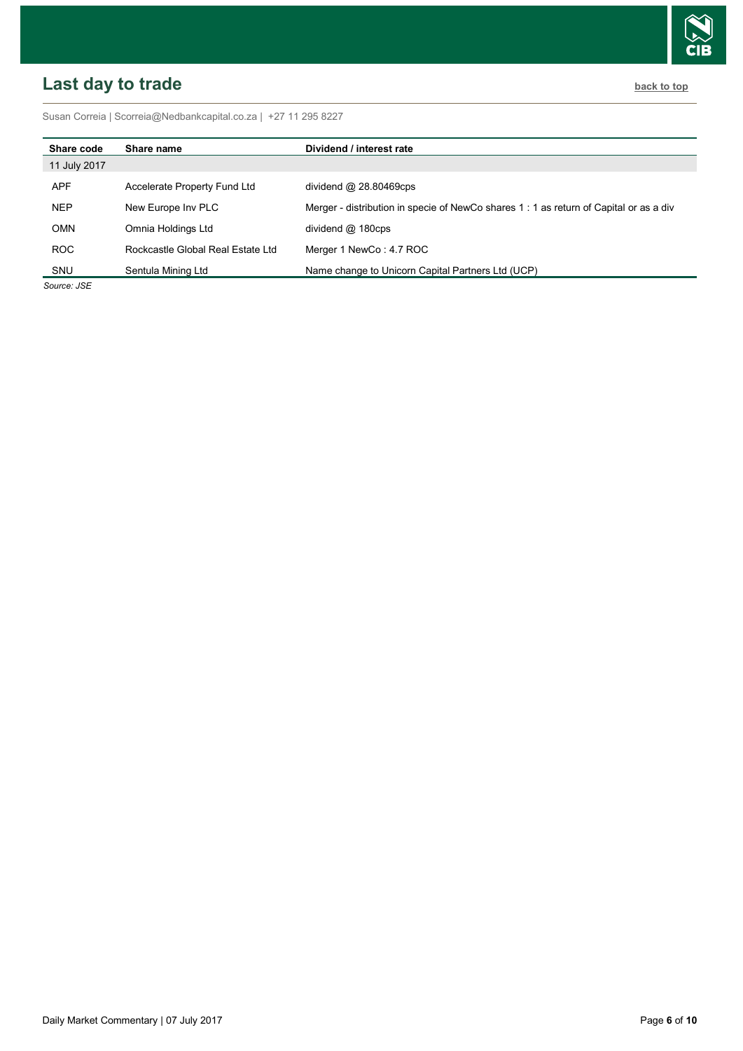## Last day to trade

back to top

Susan Correia | Scorreia@Nedbankcapital.co.za | +27 11 295 8227

| Share code | Share name | Dividend / interest rate |
|---|---|---|
| 11 July 2017 | | |
| APF | Accelerate Property Fund Ltd | dividend @ 28.80469cps |
| NEP | New Europe Inv PLC | Merger - distribution in specie of NewCo shares 1 : 1 as return of Capital or as a div |
| OMN | Omnia Holdings Ltd | dividend @ 180cps |
| ROC | Rockcastle Global Real Estate Ltd | Merger 1 NewCo : 4.7 ROC |
| SNU | Sentula Mining Ltd | Name change to Unicorn Capital Partners Ltd (UCP) |

*Source: JSE*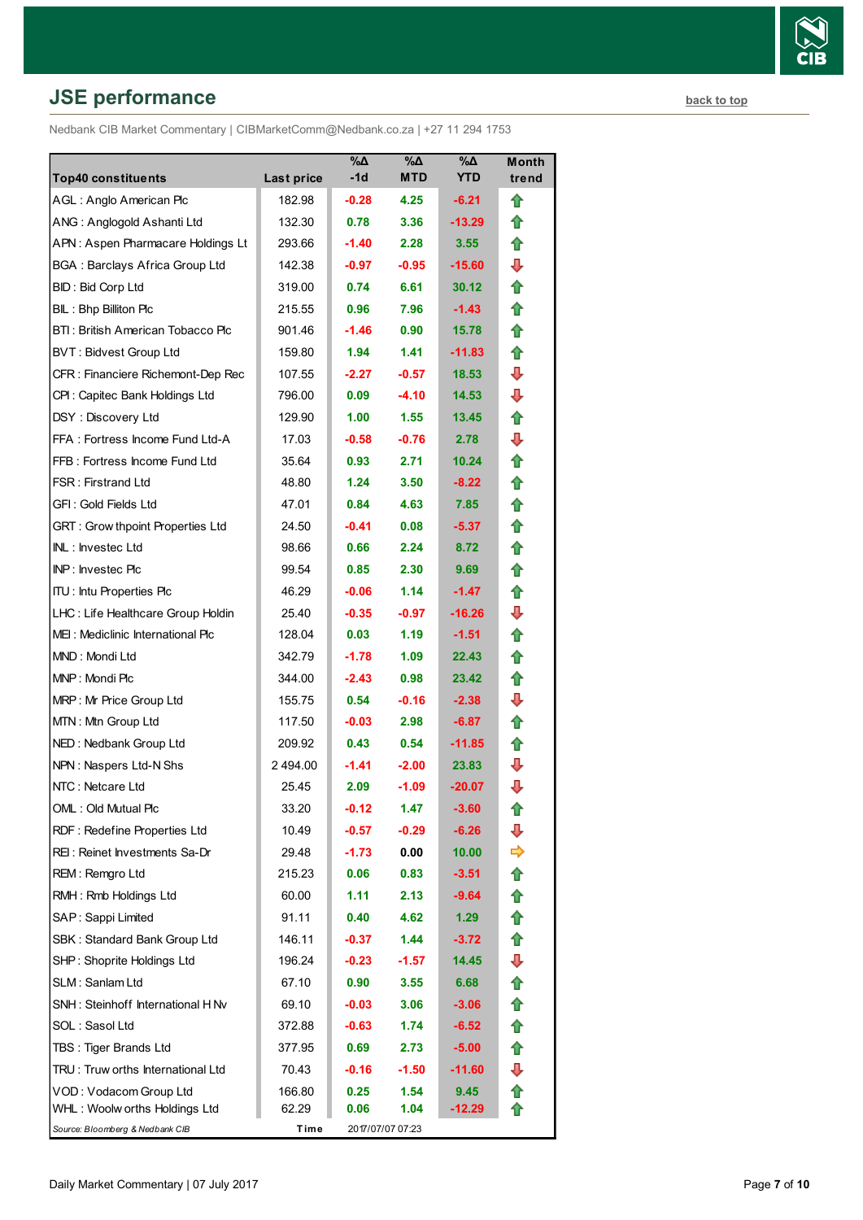## JSE performance

back to top

Nedbank CIB Market Commentary | CIBMarketComm@Nedbank.co.za | +27 11 294 1753

| Top40 constituents | Last price | %Δ -1d | %Δ MTD | %Δ YTD | Month trend |
|---|---|---|---|---|---|
| AGL : Anglo American Plc | 182.98 | -0.28 | 4.25 | -6.21 | ⇧ |
| ANG : Anglogold Ashanti Ltd | 132.30 | 0.78 | 3.36 | -13.29 | ⇧ |
| APN : Aspen Pharmacare Holdings Lt | 293.66 | -1.40 | 2.28 | 3.55 | ⇧ |
| BGA : Barclays Africa Group Ltd | 142.38 | -0.97 | -0.95 | -15.60 | ⇩ |
| BID : Bid Corp Ltd | 319.00 | 0.74 | 6.61 | 30.12 | ⇧ |
| BIL : Bhp Billiton Plc | 215.55 | 0.96 | 7.96 | -1.43 | ⇧ |
| BTI : British American Tobacco Plc | 901.46 | -1.46 | 0.90 | 15.78 | ⇧ |
| BVT : Bidvest Group Ltd | 159.80 | 1.94 | 1.41 | -11.83 | ⇧ |
| CFR : Financiere Richemont-Dep Rec | 107.55 | -2.27 | -0.57 | 18.53 | ⇩ |
| CPI : Capitec Bank Holdings Ltd | 796.00 | 0.09 | -4.10 | 14.53 | ⇩ |
| DSY : Discovery Ltd | 129.90 | 1.00 | 1.55 | 13.45 | ⇧ |
| FFA : Fortress Income Fund Ltd-A | 17.03 | -0.58 | -0.76 | 2.78 | ⇩ |
| FFB : Fortress Income Fund Ltd | 35.64 | 0.93 | 2.71 | 10.24 | ⇧ |
| FSR : Firstrand Ltd | 48.80 | 1.24 | 3.50 | -8.22 | ⇧ |
| GFI : Gold Fields Ltd | 47.01 | 0.84 | 4.63 | 7.85 | ⇧ |
| GRT : Growthpoint Properties Ltd | 24.50 | -0.41 | 0.08 | -5.37 | ⇧ |
| INL : Investec Ltd | 98.66 | 0.66 | 2.24 | 8.72 | ⇧ |
| INP : Investec Plc | 99.54 | 0.85 | 2.30 | 9.69 | ⇧ |
| ITU : Intu Properties Plc | 46.29 | -0.06 | 1.14 | -1.47 | ⇧ |
| LHC : Life Healthcare Group Holdin | 25.40 | -0.35 | -0.97 | -16.26 | ⇩ |
| MEI : Mediclinic International Plc | 128.04 | 0.03 | 1.19 | -1.51 | ⇧ |
| MND : Mondi Ltd | 342.79 | -1.78 | 1.09 | 22.43 | ⇧ |
| MNP : Mondi Plc | 344.00 | -2.43 | 0.98 | 23.42 | ⇧ |
| MRP : Mr Price Group Ltd | 155.75 | 0.54 | -0.16 | -2.38 | ⇩ |
| MTN : Mtn Group Ltd | 117.50 | -0.03 | 2.98 | -6.87 | ⇧ |
| NED : Nedbank Group Ltd | 209.92 | 0.43 | 0.54 | -11.85 | ⇧ |
| NPN : Naspers Ltd-N Shs | 2 494.00 | -1.41 | -2.00 | 23.83 | ⇩ |
| NTC : Netcare Ltd | 25.45 | 2.09 | -1.09 | -20.07 | ⇩ |
| OML : Old Mutual Plc | 33.20 | -0.12 | 1.47 | -3.60 | ⇧ |
| RDF : Redefine Properties Ltd | 10.49 | -0.57 | -0.29 | -6.26 | ⇩ |
| REI : Reinet Investments Sa-Dr | 29.48 | -1.73 | 0.00 | 10.00 | ⇨ |
| REM : Remgro Ltd | 215.23 | 0.06 | 0.83 | -3.51 | ⇧ |
| RMH : Rmb Holdings Ltd | 60.00 | 1.11 | 2.13 | -9.64 | ⇧ |
| SAP : Sappi Limited | 91.11 | 0.40 | 4.62 | 1.29 | ⇧ |
| SBK : Standard Bank Group Ltd | 146.11 | -0.37 | 1.44 | -3.72 | ⇧ |
| SHP : Shoprite Holdings Ltd | 196.24 | -0.23 | -1.57 | 14.45 | ⇩ |
| SLM : Sanlam Ltd | 67.10 | 0.90 | 3.55 | 6.68 | ⇧ |
| SNH : Steinhoff International H Nv | 69.10 | -0.03 | 3.06 | -3.06 | ⇧ |
| SOL : Sasol Ltd | 372.88 | -0.63 | 1.74 | -6.52 | ⇧ |
| TBS : Tiger Brands Ltd | 377.95 | 0.69 | 2.73 | -5.00 | ⇧ |
| TRU : Truworths International Ltd | 70.43 | -0.16 | -1.50 | -11.60 | ⇩ |
| VOD : Vodacom Group Ltd | 166.80 | 0.25 | 1.54 | 9.45 | ⇧ |
| WHL : Woolworths Holdings Ltd | 62.29 | 0.06 | 1.04 | -12.29 | ⇧ |
| *Source: Bloomberg & Nedbank CIB* | **Time** | 2017/07/07 07:23 | | | |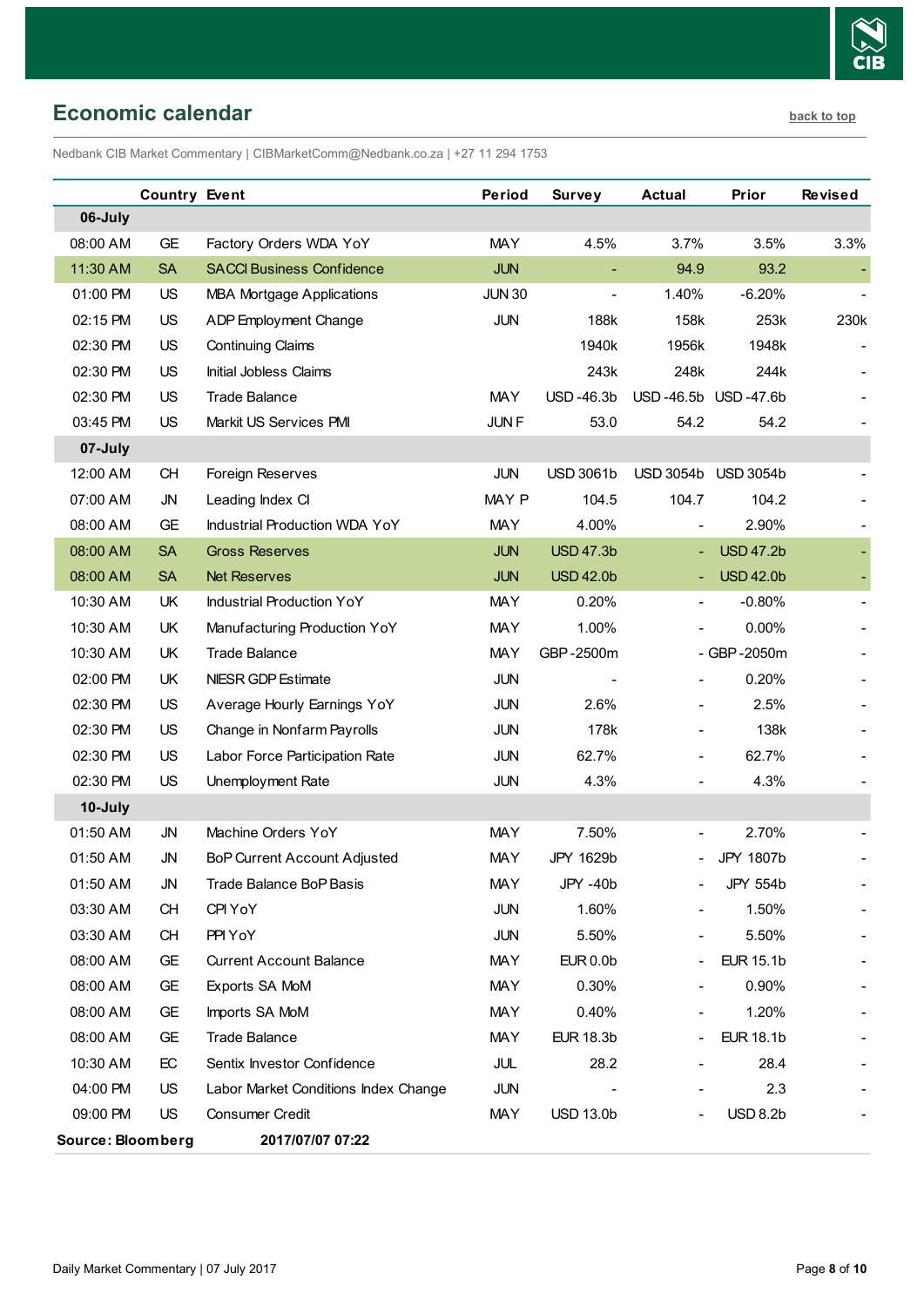## Economic calendar

back to top

Nedbank CIB Market Commentary | CIBMarketComm@Nedbank.co.za | +27 11 294 1753

| | Country | Event | Period | Survey | Actual | Prior | Revised |
|---|---|---|---|---|---|---|---|
| **06-July** | | | | | | | |
| 08:00 AM | GE | Factory Orders WDA YoY | MAY | 4.5% | 3.7% | 3.5% | 3.3% |
| 11:30 AM | SA | SACCI Business Confidence | JUN | - | 94.9 | 93.2 | - |
| 01:00 PM | US | MBA Mortgage Applications | JUN 30 | - | 1.40% | -6.20% | - |
| 02:15 PM | US | ADP Employment Change | JUN | 188k | 158k | 253k | 230k |
| 02:30 PM | US | Continuing Claims | | 1940k | 1956k | 1948k | - |
| 02:30 PM | US | Initial Jobless Claims | | 243k | 248k | 244k | - |
| 02:30 PM | US | Trade Balance | MAY | USD -46.3b | USD -46.5b | USD -47.6b | - |
| 03:45 PM | US | Markit US Services PMI | JUN F | 53.0 | 54.2 | 54.2 | - |
| **07-July** | | | | | | | |
| 12:00 AM | CH | Foreign Reserves | JUN | USD 3061b | USD 3054b | USD 3054b | - |
| 07:00 AM | JN | Leading Index CI | MAY P | 104.5 | 104.7 | 104.2 | - |
| 08:00 AM | GE | Industrial Production WDA YoY | MAY | 4.00% | - | 2.90% | - |
| 08:00 AM | SA | Gross Reserves | JUN | USD 47.3b | - | USD 47.2b | - |
| 08:00 AM | SA | Net Reserves | JUN | USD 42.0b | - | USD 42.0b | - |
| 10:30 AM | UK | Industrial Production YoY | MAY | 0.20% | - | -0.80% | - |
| 10:30 AM | UK | Manufacturing Production YoY | MAY | 1.00% | - | 0.00% | - |
| 10:30 AM | UK | Trade Balance | MAY | GBP -2500m | - | GBP -2050m | - |
| 02:00 PM | UK | NIESR GDP Estimate | JUN | - | - | 0.20% | - |
| 02:30 PM | US | Average Hourly Earnings YoY | JUN | 2.6% | - | 2.5% | - |
| 02:30 PM | US | Change in Nonfarm Payrolls | JUN | 178k | - | 138k | - |
| 02:30 PM | US | Labor Force Participation Rate | JUN | 62.7% | - | 62.7% | - |
| 02:30 PM | US | Unemployment Rate | JUN | 4.3% | - | 4.3% | - |
| **10-July** | | | | | | | |
| 01:50 AM | JN | Machine Orders YoY | MAY | 7.50% | - | 2.70% | - |
| 01:50 AM | JN | BoP Current Account Adjusted | MAY | JPY 1629b | - | JPY 1807b | - |
| 01:50 AM | JN | Trade Balance BoP Basis | MAY | JPY -40b | - | JPY 554b | - |
| 03:30 AM | CH | CPI YoY | JUN | 1.60% | - | 1.50% | - |
| 03:30 AM | CH | PPI YoY | JUN | 5.50% | - | 5.50% | - |
| 08:00 AM | GE | Current Account Balance | MAY | EUR 0.0b | - | EUR 15.1b | - |
| 08:00 AM | GE | Exports SA MoM | MAY | 0.30% | - | 0.90% | - |
| 08:00 AM | GE | Imports SA MoM | MAY | 0.40% | - | 1.20% | - |
| 08:00 AM | GE | Trade Balance | MAY | EUR 18.3b | - | EUR 18.1b | - |
| 10:30 AM | EC | Sentix Investor Confidence | JUL | 28.2 | - | 28.4 | - |
| 04:00 PM | US | Labor Market Conditions Index Change | JUN | - | - | 2.3 | - |
| 09:00 PM | US | Consumer Credit | MAY | USD 13.0b | - | USD 8.2b | - |

**Source: Bloomberg** **2017/07/07 07:22**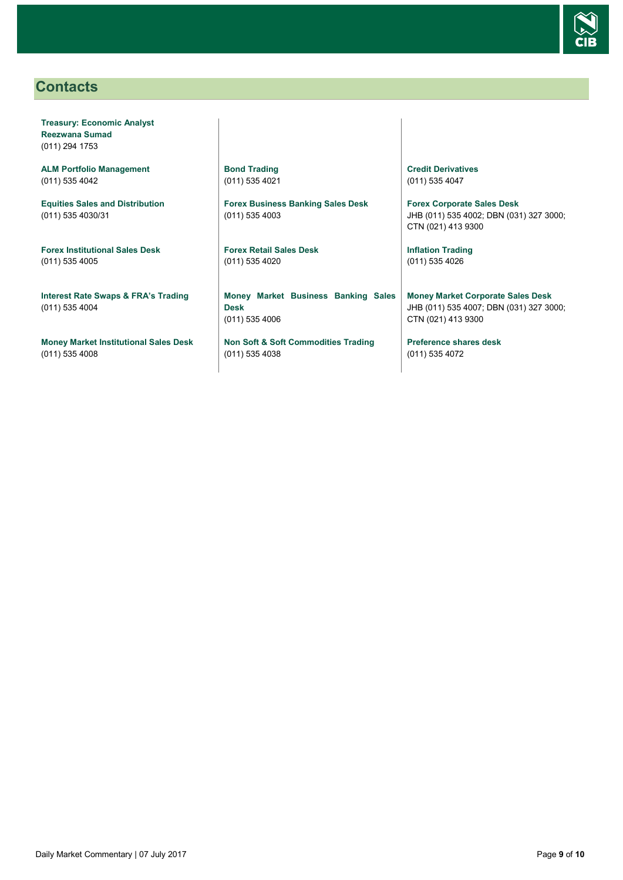## Contacts

**Treasury: Economic Analyst**
**Reezwana Sumad**
(011) 294 1753

**ALM Portfolio Management**
(011) 535 4042

**Equities Sales and Distribution**
(011) 535 4030/31

**Forex Institutional Sales Desk**
(011) 535 4005

**Interest Rate Swaps & FRA's Trading**
(011) 535 4004

**Money Market Institutional Sales Desk**
(011) 535 4008

**Bond Trading**
(011) 535 4021

**Forex Business Banking Sales Desk**
(011) 535 4003

**Forex Retail Sales Desk**
(011) 535 4020

**Money Market Business Banking Sales Desk**
(011) 535 4006

**Non Soft & Soft Commodities Trading**
(011) 535 4038

**Credit Derivatives**
(011) 535 4047

**Forex Corporate Sales Desk**
JHB (011) 535 4002; DBN (031) 327 3000; CTN (021) 413 9300

**Inflation Trading**
(011) 535 4026

**Money Market Corporate Sales Desk**
JHB (011) 535 4007; DBN (031) 327 3000; CTN (021) 413 9300

**Preference shares desk**
(011) 535 4072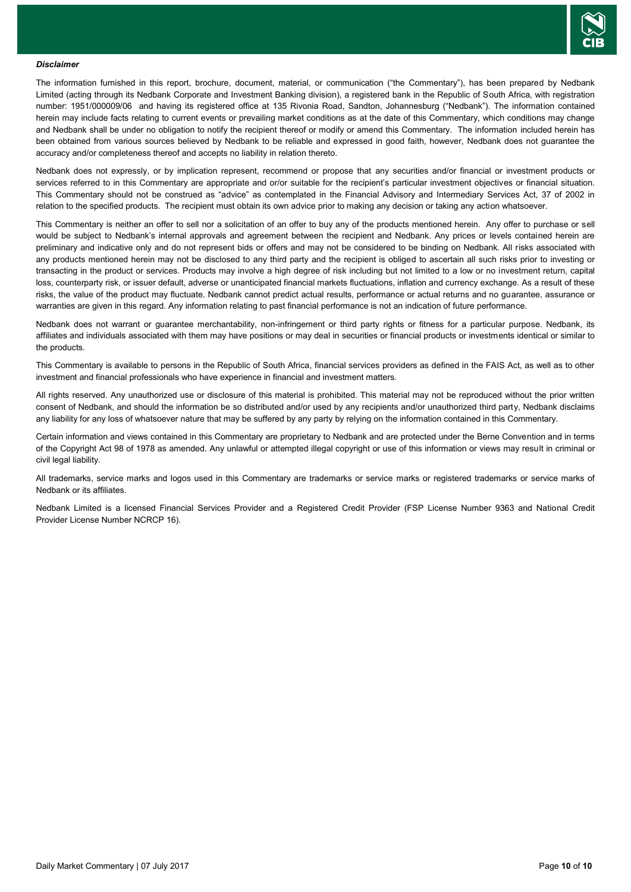***Disclaimer***

The information furnished in this report, brochure, document, material, or communication ("the Commentary"), has been prepared by Nedbank Limited (acting through its Nedbank Corporate and Investment Banking division), a registered bank in the Republic of South Africa, with registration number: 1951/000009/06 and having its registered office at 135 Rivonia Road, Sandton, Johannesburg ("Nedbank"). The information contained herein may include facts relating to current events or prevailing market conditions as at the date of this Commentary, which conditions may change and Nedbank shall be under no obligation to notify the recipient thereof or modify or amend this Commentary. The information included herein has been obtained from various sources believed by Nedbank to be reliable and expressed in good faith, however, Nedbank does not guarantee the accuracy and/or completeness thereof and accepts no liability in relation thereto.

Nedbank does not expressly, or by implication represent, recommend or propose that any securities and/or financial or investment products or services referred to in this Commentary are appropriate and or/or suitable for the recipient's particular investment objectives or financial situation. This Commentary should not be construed as "advice" as contemplated in the Financial Advisory and Intermediary Services Act, 37 of 2002 in relation to the specified products. The recipient must obtain its own advice prior to making any decision or taking any action whatsoever.

This Commentary is neither an offer to sell nor a solicitation of an offer to buy any of the products mentioned herein. Any offer to purchase or sell would be subject to Nedbank's internal approvals and agreement between the recipient and Nedbank. Any prices or levels contained herein are preliminary and indicative only and do not represent bids or offers and may not be considered to be binding on Nedbank. All risks associated with any products mentioned herein may not be disclosed to any third party and the recipient is obliged to ascertain all such risks prior to investing or transacting in the product or services. Products may involve a high degree of risk including but not limited to a low or no investment return, capital loss, counterparty risk, or issuer default, adverse or unanticipated financial markets fluctuations, inflation and currency exchange. As a result of these risks, the value of the product may fluctuate. Nedbank cannot predict actual results, performance or actual returns and no guarantee, assurance or warranties are given in this regard. Any information relating to past financial performance is not an indication of future performance.

Nedbank does not warrant or guarantee merchantability, non-infringement or third party rights or fitness for a particular purpose. Nedbank, its affiliates and individuals associated with them may have positions or may deal in securities or financial products or investments identical or similar to the products.

This Commentary is available to persons in the Republic of South Africa, financial services providers as defined in the FAIS Act, as well as to other investment and financial professionals who have experience in financial and investment matters.

All rights reserved. Any unauthorized use or disclosure of this material is prohibited. This material may not be reproduced without the prior written consent of Nedbank, and should the information be so distributed and/or used by any recipients and/or unauthorized third party, Nedbank disclaims any liability for any loss of whatsoever nature that may be suffered by any party by relying on the information contained in this Commentary.

Certain information and views contained in this Commentary are proprietary to Nedbank and are protected under the Berne Convention and in terms of the Copyright Act 98 of 1978 as amended. Any unlawful or attempted illegal copyright or use of this information or views may result in criminal or civil legal liability.

All trademarks, service marks and logos used in this Commentary are trademarks or service marks or registered trademarks or service marks of Nedbank or its affiliates.

Nedbank Limited is a licensed Financial Services Provider and a Registered Credit Provider (FSP License Number 9363 and National Credit Provider License Number NCRCP 16).